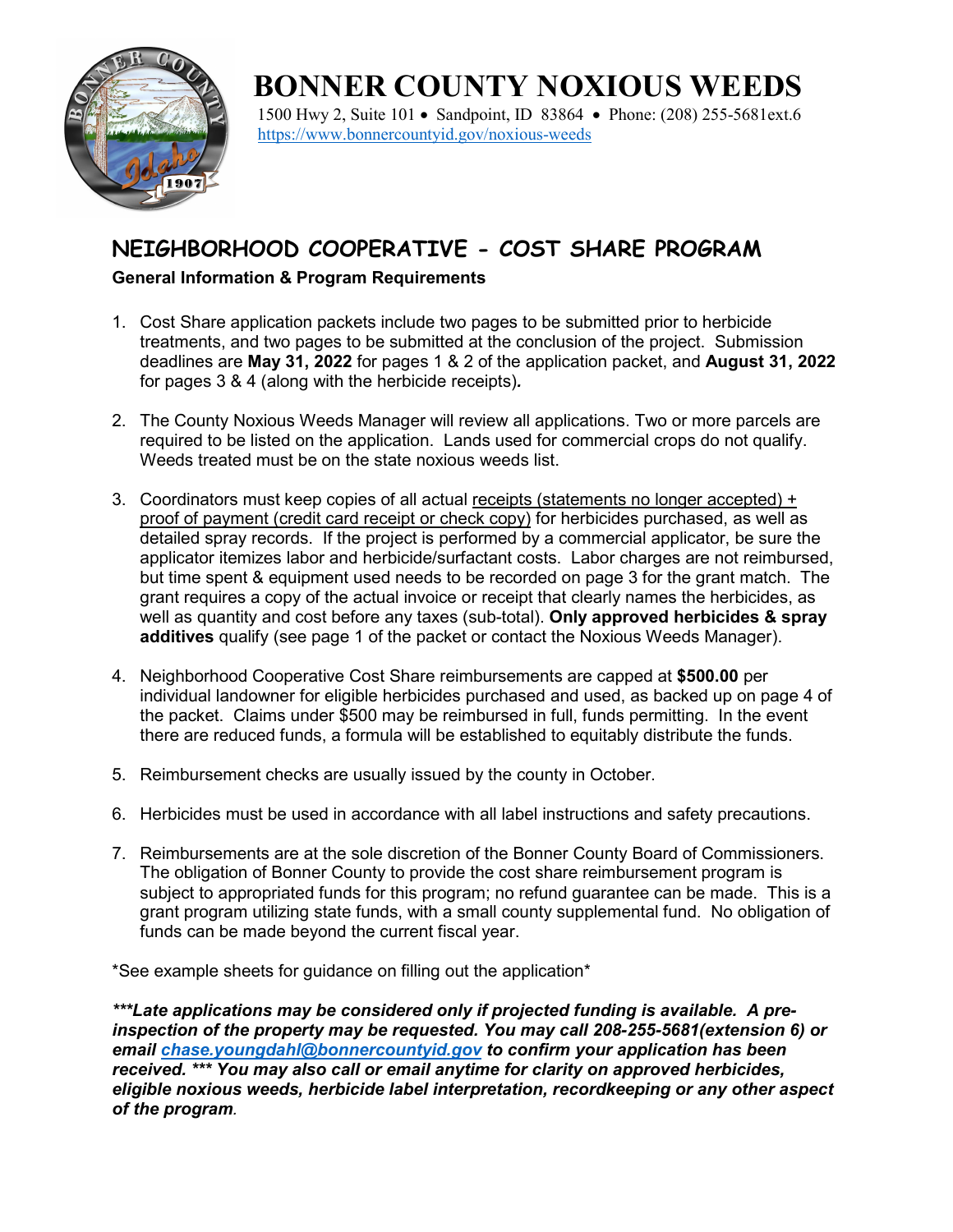# BONNER COUNTY NOXIOUS WEEDS

1500 Hwy 2, Suite 101 • Sandpoint, ID 83864 • Phone: (208) 255-5681ext.6
https://www.bonnercountyid.gov/noxious-weeds

## NEIGHBORHOOD COOPERATIVE - COST SHARE PROGRAM

**General Information & Program Requirements**

1. Cost Share application packets include two pages to be submitted prior to herbicide treatments, and two pages to be submitted at the conclusion of the project. Submission deadlines are **May 31, 2022** for pages 1 & 2 of the application packet, and **August 31, 2022** for pages 3 & 4 (along with the herbicide receipts)***.***

2. The County Noxious Weeds Manager will review all applications. Two or more parcels are required to be listed on the application. Lands used for commercial crops do not qualify. Weeds treated must be on the state noxious weeds list.

3. Coordinators must keep copies of all actual receipts (statements no longer accepted) + proof of payment (credit card receipt or check copy) for herbicides purchased, as well as detailed spray records. If the project is performed by a commercial applicator, be sure the applicator itemizes labor and herbicide/surfactant costs. Labor charges are not reimbursed, but time spent & equipment used needs to be recorded on page 3 for the grant match. The grant requires a copy of the actual invoice or receipt that clearly names the herbicides, as well as quantity and cost before any taxes (sub-total). **Only approved herbicides & spray additives** qualify (see page 1 of the packet or contact the Noxious Weeds Manager).

4. Neighborhood Cooperative Cost Share reimbursements are capped at **$500.00** per individual landowner for eligible herbicides purchased and used, as backed up on page 4 of the packet. Claims under $500 may be reimbursed in full, funds permitting. In the event there are reduced funds, a formula will be established to equitably distribute the funds.

5. Reimbursement checks are usually issued by the county in October.

6. Herbicides must be used in accordance with all label instructions and safety precautions.

7. Reimbursements are at the sole discretion of the Bonner County Board of Commissioners. The obligation of Bonner County to provide the cost share reimbursement program is subject to appropriated funds for this program; no refund guarantee can be made. This is a grant program utilizing state funds, with a small county supplemental fund. No obligation of funds can be made beyond the current fiscal year.

*See example sheets for guidance on filling out the application*

***\*\*\*Late applications may be considered only if projected funding is available. A pre-inspection of the property may be requested. You may call 208-255-5681(extension 6) or email chase.youngdahl@bonnercountyid.gov to confirm your application has been received. \*\*\* You may also call or email anytime for clarity on approved herbicides, eligible noxious weeds, herbicide label interpretation, recordkeeping or any other aspect of the program***.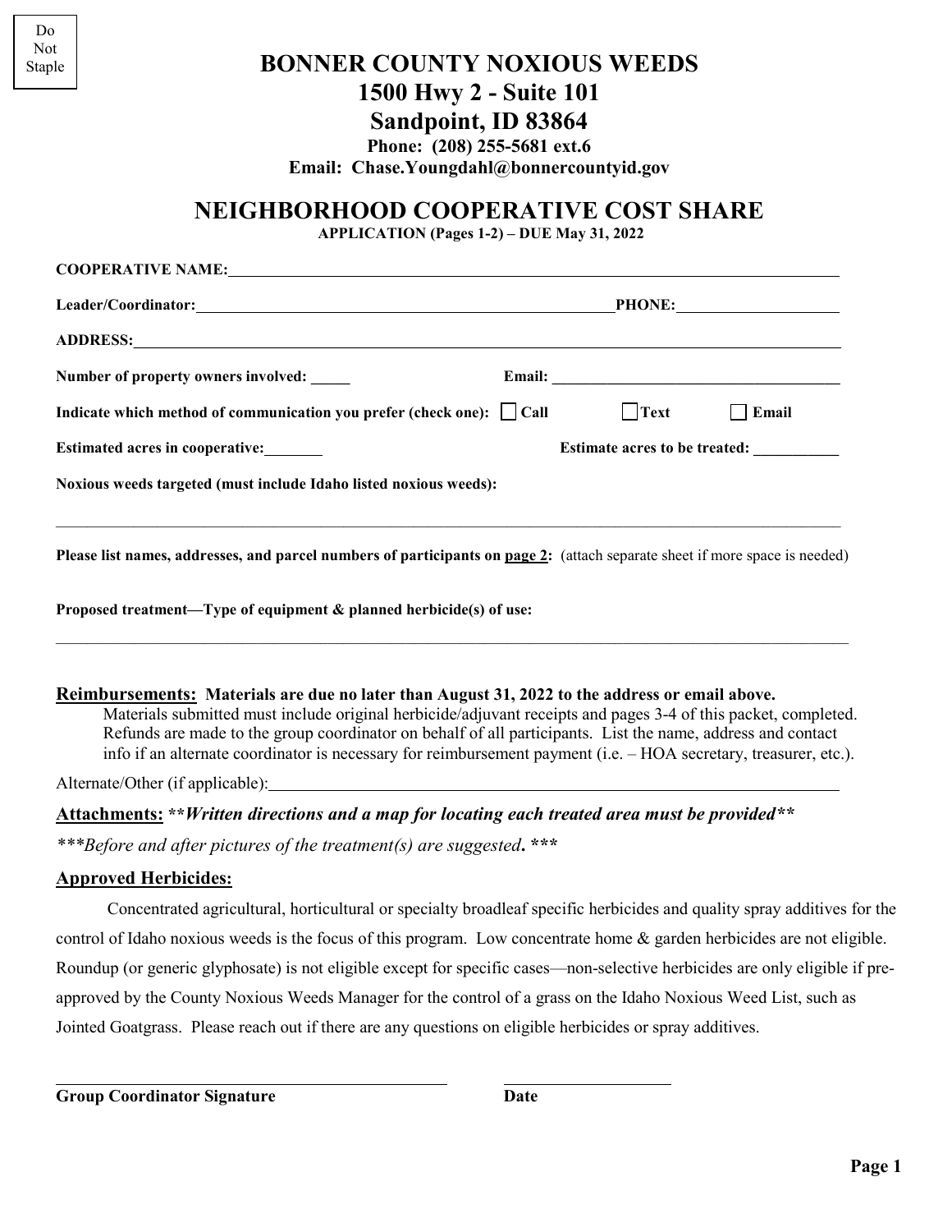Do Not Staple

# BONNER COUNTY NOXIOUS WEEDS

## 1500 Hwy 2 - Suite 101
## Sandpoint, ID 83864

**Phone: (208) 255-5681 ext.6**

**Email: Chase.Youngdahl@bonnercountyid.gov**

# NEIGHBORHOOD COOPERATIVE COST SHARE

**APPLICATION (Pages 1-2) – DUE May 31, 2022**

**COOPERATIVE NAME:** ______________________________________________

**Leader/Coordinator:** ______________________________ **PHONE:** ____________

**ADDRESS:** ______________________________________________

**Number of property owners involved:** _____ **Email:** ______________________

**Indicate which method of communication you prefer (check one):** ☐ **Call** ☐ **Text** ☐ **Email**

**Estimated acres in cooperative:** _______ **Estimate acres to be treated:** ___________

**Noxious weeds targeted (must include Idaho listed noxious weeds):**

______________________________________________

**Please list names, addresses, and parcel numbers of participants on <u>page 2</u>:** (attach separate sheet if more space is needed)

**Proposed treatment—Type of equipment & planned herbicide(s) of use:**

______________________________________________

**<u>Reimbursements:</u> Materials are due no later than August 31, 2022 to the address or email above.**

Materials submitted must include original herbicide/adjuvant receipts and pages 3-4 of this packet, completed. Refunds are made to the group coordinator on behalf of all participants. List the name, address and contact info if an alternate coordinator is necessary for reimbursement payment (i.e. – HOA secretary, treasurer, etc.).

Alternate/Other (if applicable): ______________________________________________

**<u>Attachments:</u>** ***\*\*Written directions and a map for locating each treated area must be provided\*\****

*\*\*\*Before and after pictures of the treatment(s) are suggested. \*\*\**

**<u>Approved Herbicides:</u>**

Concentrated agricultural, horticultural or specialty broadleaf specific herbicides and quality spray additives for the control of Idaho noxious weeds is the focus of this program. Low concentrate home & garden herbicides are not eligible. Roundup (or generic glyphosate) is not eligible except for specific cases—non-selective herbicides are only eligible if pre-approved by the County Noxious Weeds Manager for the control of a grass on the Idaho Noxious Weed List, such as Jointed Goatgrass. Please reach out if there are any questions on eligible herbicides or spray additives.

______________________________ ____________

**Group Coordinator Signature** **Date**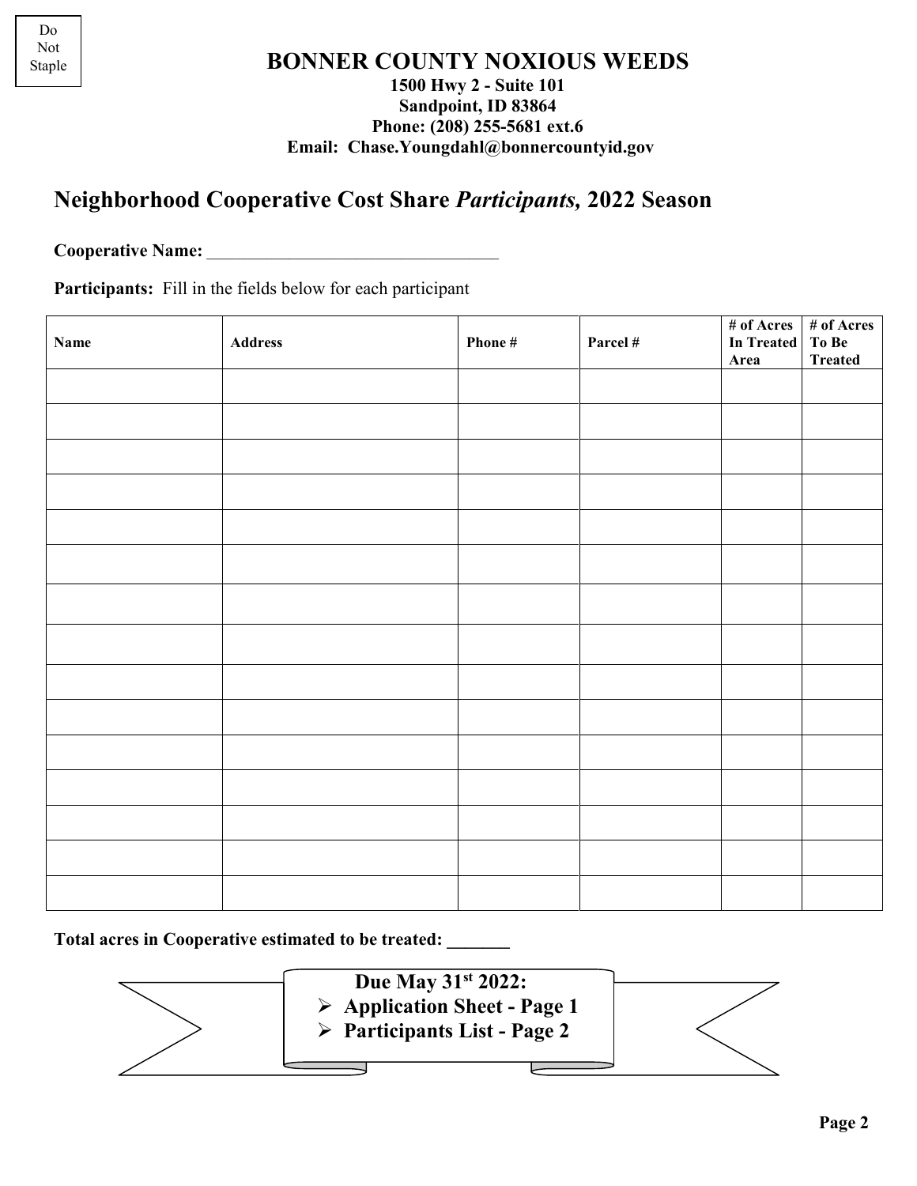Do Not Staple

# BONNER COUNTY NOXIOUS WEEDS

**1500 Hwy 2 - Suite 101**
**Sandpoint, ID 83864**
**Phone: (208) 255-5681 ext.6**
**Email: Chase.Youngdahl@bonnercountyid.gov**

## Neighborhood Cooperative Cost Share *Participants,* 2022 Season

**Cooperative Name:** ________________________________

**Participants:** Fill in the fields below for each participant

| Name | Address | Phone # | Parcel # | # of Acres In Treated Area | # of Acres To Be Treated |
|---|---|---|---|---|---|
| | | | | | |
| | | | | | |
| | | | | | |
| | | | | | |
| | | | | | |
| | | | | | |
| | | | | | |
| | | | | | |
| | | | | | |
| | | | | | |
| | | | | | |
| | | | | | |
| | | | | | |
| | | | | | |
| | | | | | |

**Total acres in Cooperative estimated to be treated: _______**

**Due May 31st 2022:**

- **Application Sheet - Page 1**
- **Participants List - Page 2**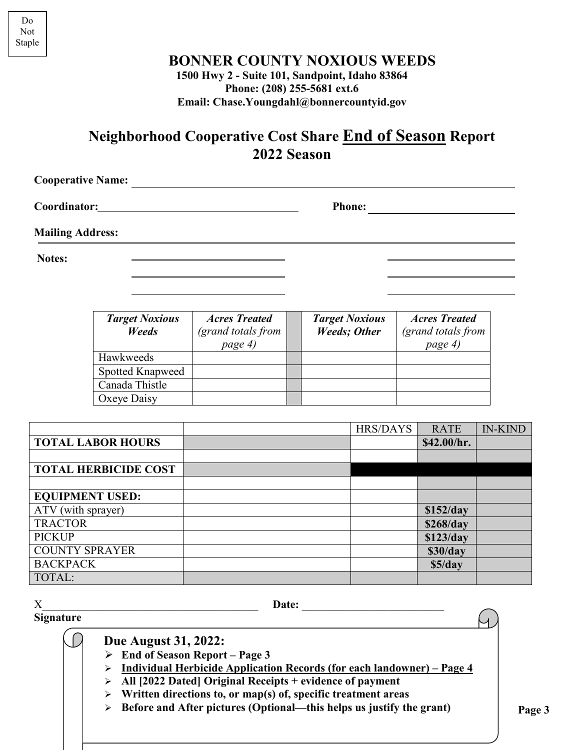Do Not Staple

# BONNER COUNTY NOXIOUS WEEDS

**1500 Hwy 2 - Suite 101, Sandpoint, Idaho 83864**
**Phone: (208) 255-5681 ext.6**
**Email: Chase.Youngdahl@bonnercountyid.gov**

## Neighborhood Cooperative Cost Share End of Season Report 2022 Season

**Cooperative Name:** ______________________________

**Coordinator:** ______________________ **Phone:** ______________________

**Mailing Address:** ______________________________

**Notes:** ______________________ ______________________
______________________ ______________________
______________________ ______________________

| *Target Noxious Weeds* | *Acres Treated (grand totals from page 4)* | | *Target Noxious Weeds; Other* | *Acres Treated (grand totals from page 4)* |
|---|---|---|---|---|
| Hawkweeds | | | | |
| Spotted Knapweed | | | | |
| Canada Thistle | | | | |
| Oxeye Daisy | | | | |

| | | HRS/DAYS | RATE | IN-KIND |
|---|---|---|---|---|
| **TOTAL LABOR HOURS** | | | **$42.00/hr.** | |
| | | | | |
| **TOTAL HERBICIDE COST** | | | | |
| | | | | |
| **EQUIPMENT USED:** | | | | |
| ATV (with sprayer) | | | **$152/day** | |
| TRACTOR | | | **$268/day** | |
| PICKUP | | | **$123/day** | |
| COUNTY SPRAYER | | | **$30/day** | |
| BACKPACK | | | **$5/day** | |
| TOTAL: | | | | |

X______________________________ **Date:** ______________________
**Signature**

**Due August 31, 2022:**

- **End of Season Report – Page 3**
- **Individual Herbicide Application Records (for each landowner) – Page 4**
- **All [2022 Dated] Original Receipts + evidence of payment**
- **Written directions to, or map(s) of, specific treatment areas**
- **Before and After pictures (Optional—this helps us justify the grant)**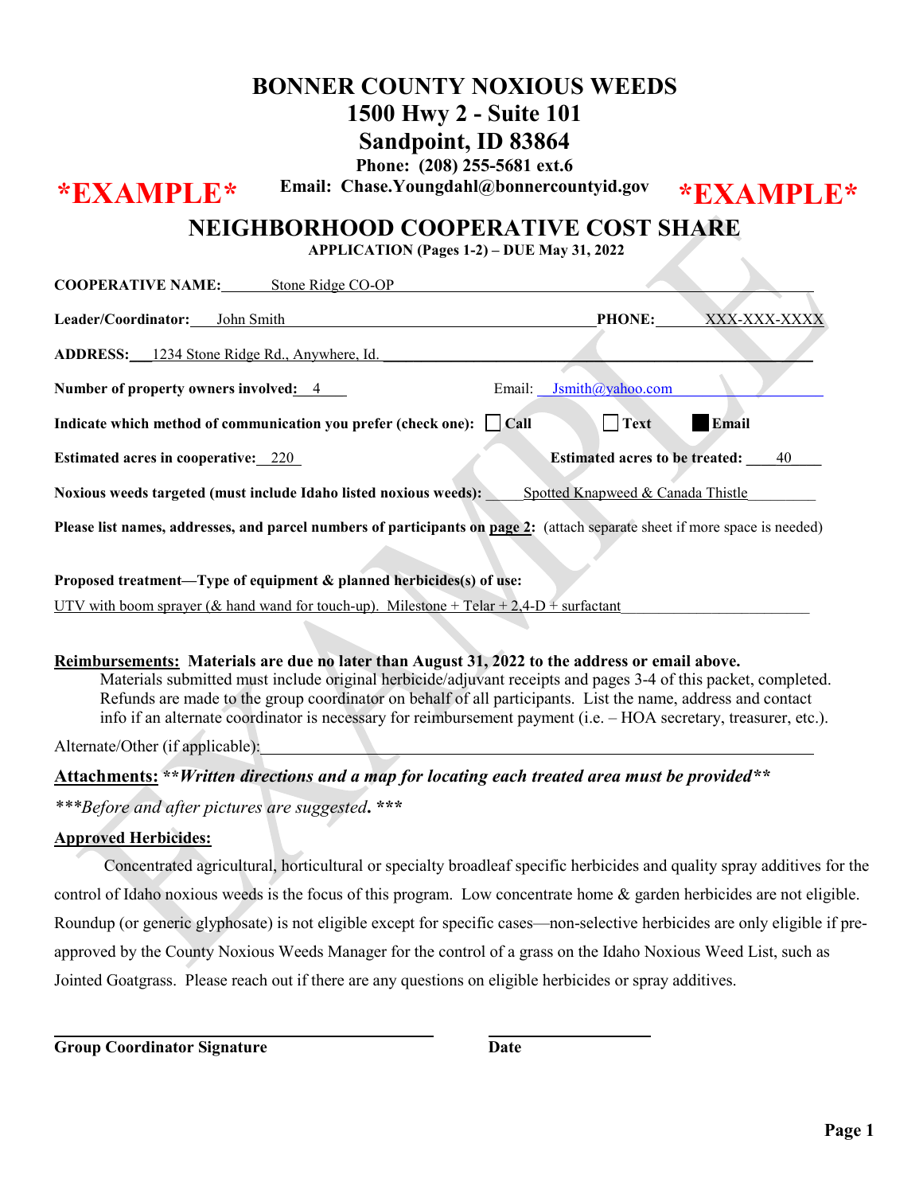# BONNER COUNTY NOXIOUS WEEDS
## 1500 Hwy 2 - Suite 101
## Sandpoint, ID 83864

**Phone: (208) 255-5681 ext.6**

**\*EXAMPLE\*** **Email: Chase.Youngdahl@bonnercountyid.gov** **\*EXAMPLE\***

## NEIGHBORHOOD COOPERATIVE COST SHARE

**APPLICATION (Pages 1-2) – DUE May 31, 2022**

**COOPERATIVE NAME:** Stone Ridge CO-OP

**Leader/Coordinator:** John Smith **PHONE:** XXX-XXX-XXXX

**ADDRESS:** 1234 Stone Ridge Rd., Anywhere, Id.

**Number of property owners involved:** 4 Email: Jsmith@yahoo.com

**Indicate which method of communication you prefer (check one):** ☐ Call ☐ Text ■ Email

**Estimated acres in cooperative:** 220 **Estimated acres to be treated:** 40

**Noxious weeds targeted (must include Idaho listed noxious weeds):** Spotted Knapweed & Canada Thistle

**Please list names, addresses, and parcel numbers of participants on page 2:** (attach separate sheet if more space is needed)

**Proposed treatment—Type of equipment & planned herbicides(s) of use:**

UTV with boom sprayer (& hand wand for touch-up). Milestone + Telar + 2,4-D + surfactant

**Reimbursements: Materials are due no later than August 31, 2022 to the address or email above.**
Materials submitted must include original herbicide/adjuvant receipts and pages 3-4 of this packet, completed. Refunds are made to the group coordinator on behalf of all participants. List the name, address and contact info if an alternate coordinator is necessary for reimbursement payment (i.e. – HOA secretary, treasurer, etc.).

Alternate/Other (if applicable): \_\_\_\_\_\_\_\_\_\_\_\_\_\_\_\_\_\_\_\_

**Attachments:** ***\*\*Written directions and a map for locating each treated area must be provided\*\****

*\*\*\*Before and after pictures are suggested. \*\*\**

**Approved Herbicides:**

Concentrated agricultural, horticultural or specialty broadleaf specific herbicides and quality spray additives for the control of Idaho noxious weeds is the focus of this program. Low concentrate home & garden herbicides are not eligible. Roundup (or generic glyphosate) is not eligible except for specific cases—non-selective herbicides are only eligible if pre-approved by the County Noxious Weeds Manager for the control of a grass on the Idaho Noxious Weed List, such as Jointed Goatgrass. Please reach out if there are any questions on eligible herbicides or spray additives.

\_\_\_\_\_\_\_\_\_\_\_\_\_\_\_\_\_\_\_\_\_\_\_\_\_\_\_\_ \_\_\_\_\_\_\_\_\_\_\_\_\_\_
**Group Coordinator Signature** **Date**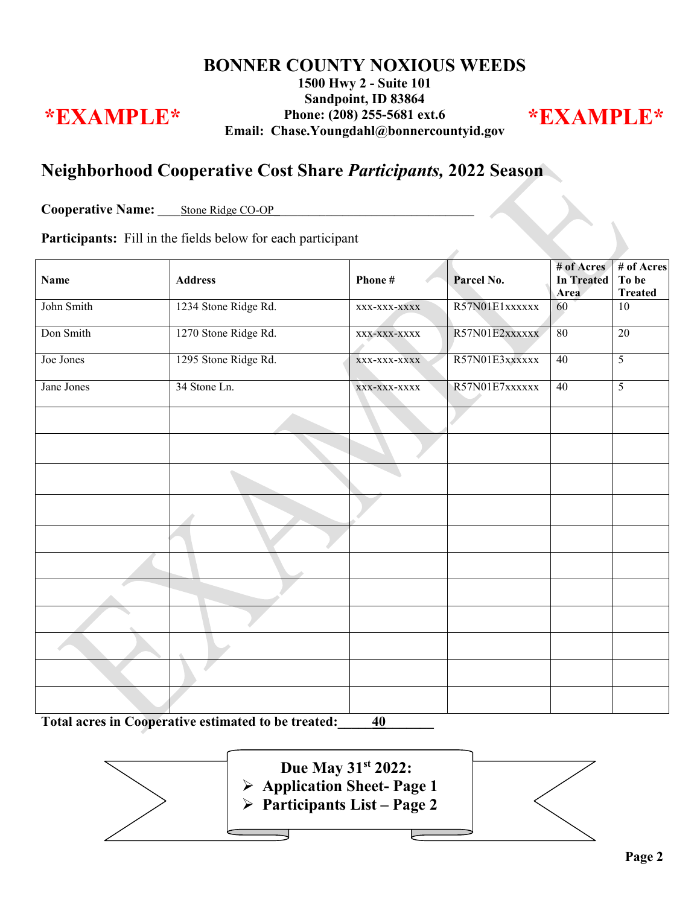# BONNER COUNTY NOXIOUS WEEDS

**1500 Hwy 2 - Suite 101**
**Sandpoint, ID 83864**
**Phone: (208) 255-5681 ext.6**
**Email: Chase.Youngdahl@bonnercountyid.gov**

**\*EXAMPLE\*** **\*EXAMPLE\***

## Neighborhood Cooperative Cost Share *Participants,* 2022 Season

**Cooperative Name:** Stone Ridge CO-OP

**Participants:** Fill in the fields below for each participant

| Name | Address | Phone # | Parcel No. | # of Acres In Treated Area | # of Acres To be Treated |
|---|---|---|---|---|---|
| John Smith | 1234 Stone Ridge Rd. | xxx-xxx-xxxx | R57N01E1xxxxxx | 60 | 10 |
| Don Smith | 1270 Stone Ridge Rd. | xxx-xxx-xxxx | R57N01E2xxxxxx | 80 | 20 |
| Joe Jones | 1295 Stone Ridge Rd. | xxx-xxx-xxxx | R57N01E3xxxxxx | 40 | 5 |
| Jane Jones | 34 Stone Ln. | xxx-xxx-xxxx | R57N01E7xxxxxx | 40 | 5 |
| | | | | | |
| | | | | | |
| | | | | | |
| | | | | | |
| | | | | | |
| | | | | | |
| | | | | | |
| | | | | | |
| | | | | | |
| | | | | | |
| | | | | | |

**Total acres in Cooperative estimated to be treated:** 40

**Due May 31st 2022:**
- **Application Sheet- Page 1**
- **Participants List – Page 2**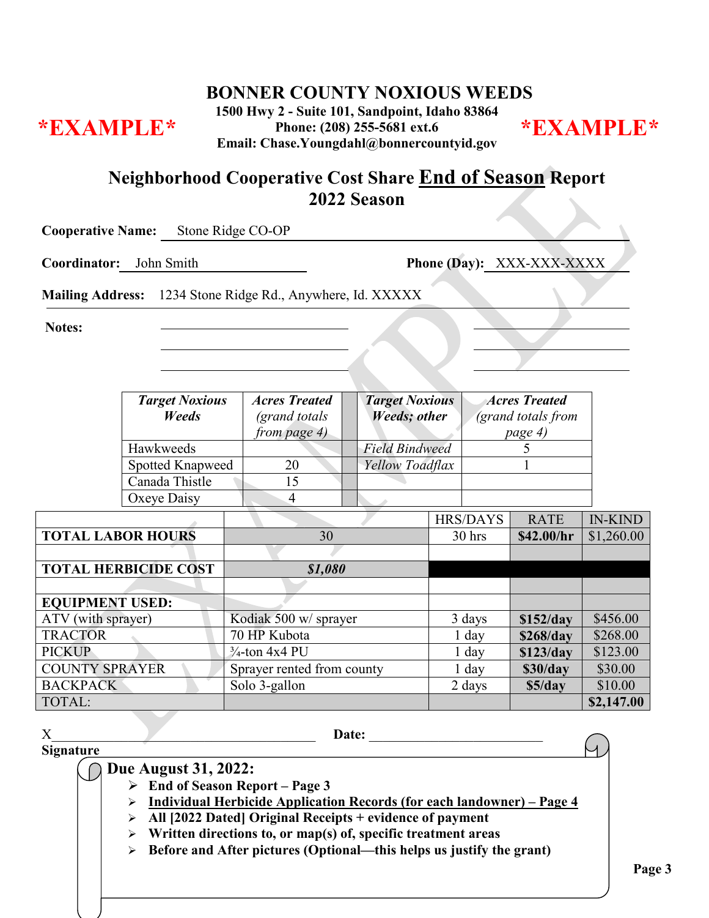*EXAMPLE* **BONNER COUNTY NOXIOUS WEEDS** *EXAMPLE*

**1500 Hwy 2 - Suite 101, Sandpoint, Idaho 83864**
**Phone: (208) 255-5681 ext.6**
**Email: Chase.Youngdahl@bonnercountyid.gov**

## Neighborhood Cooperative Cost Share End of Season Report 2022 Season

**Cooperative Name:** Stone Ridge CO-OP

**Coordinator:** John Smith **Phone (Day):** XXX-XXX-XXXX

**Mailing Address:** 1234 Stone Ridge Rd., Anywhere, Id. XXXXX

**Notes:**

| ***Target Noxious Weeds*** | ***Acres Treated*** *(grand totals from page 4)* | ***Target Noxious Weeds; other*** | ***Acres Treated*** *(grand totals from page 4)* |
|---|---|---|---|
| Hawkweeds | | *Field Bindweed* | 5 |
| Spotted Knapweed | 20 | *Yellow Toadflax* | 1 |
| Canada Thistle | 15 | | |
| Oxeye Daisy | 4 | | |

| | | HRS/DAYS | RATE | IN-KIND |
|---|---|---|---|---|
| **TOTAL LABOR HOURS** | 30 | 30 hrs | **$42.00/hr** | $1,260.00 |
| | | | | |
| **TOTAL HERBICIDE COST** | ***$1,080*** | | | |
| | | | | |
| **EQUIPMENT USED:** | | | | |
| ATV (with sprayer) | Kodiak 500 w/ sprayer | 3 days | **$152/day** | $456.00 |
| TRACTOR | 70 HP Kubota | 1 day | **$268/day** | $268.00 |
| PICKUP | ¾-ton 4x4 PU | 1 day | **$123/day** | $123.00 |
| COUNTY SPRAYER | Sprayer rented from county | 1 day | **$30/day** | $30.00 |
| BACKPACK | Solo 3-gallon | 2 days | **$5/day** | $10.00 |
| TOTAL: | | | | **$2,147.00** |

X______________________________ **Date:** ______________________
**Signature**

**Due August 31, 2022:**

- **End of Season Report – Page 3**
- **Individual Herbicide Application Records (for each landowner) – Page 4**
- **All [2022 Dated] Original Receipts + evidence of payment**
- **Written directions to, or map(s) of, specific treatment areas**
- **Before and After pictures (Optional—this helps us justify the grant)**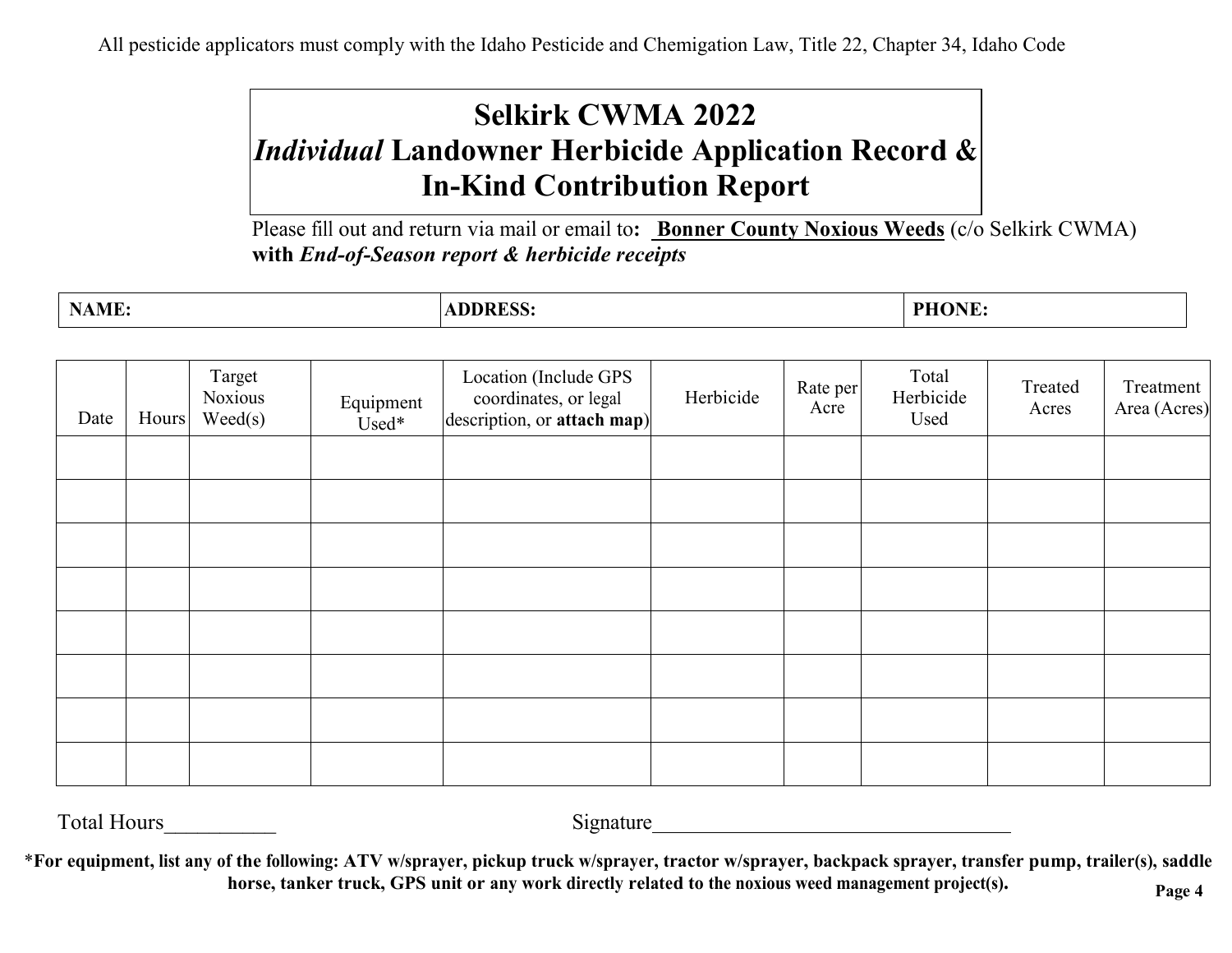All pesticide applicators must comply with the Idaho Pesticide and Chemigation Law, Title 22, Chapter 34, Idaho Code

# Selkirk CWMA 2022 *Individual* Landowner Herbicide Application Record & In-Kind Contribution Report

Please fill out and return via mail or email to**: Bonner County Noxious Weeds** (c/o Selkirk CWMA) **with *End-of-Season report & herbicide receipts***

| **NAME:** | **ADDRESS:** | **PHONE:** |
|---|---|---|

| Date | Hours | Target Noxious Weed(s) | Equipment Used* | Location (Include GPS coordinates, or legal description, or **attach map**) | Herbicide | Rate per Acre | Total Herbicide Used | Treated Acres | Treatment Area (Acres) |
|---|---|---|---|---|---|---|---|---|---|
| | | | | | | | | | |
| | | | | | | | | | |
| | | | | | | | | | |
| | | | | | | | | | |
| | | | | | | | | | |
| | | | | | | | | | |
| | | | | | | | | | |
| | | | | | | | | | |

Total Hours__________ Signature__________________________________

**\*For equipment, list any of the following: ATV w/sprayer, pickup truck w/sprayer, tractor w/sprayer, backpack sprayer, transfer pump, trailer(s), saddle horse, tanker truck, GPS unit or any work directly related to the noxious weed management project(s).**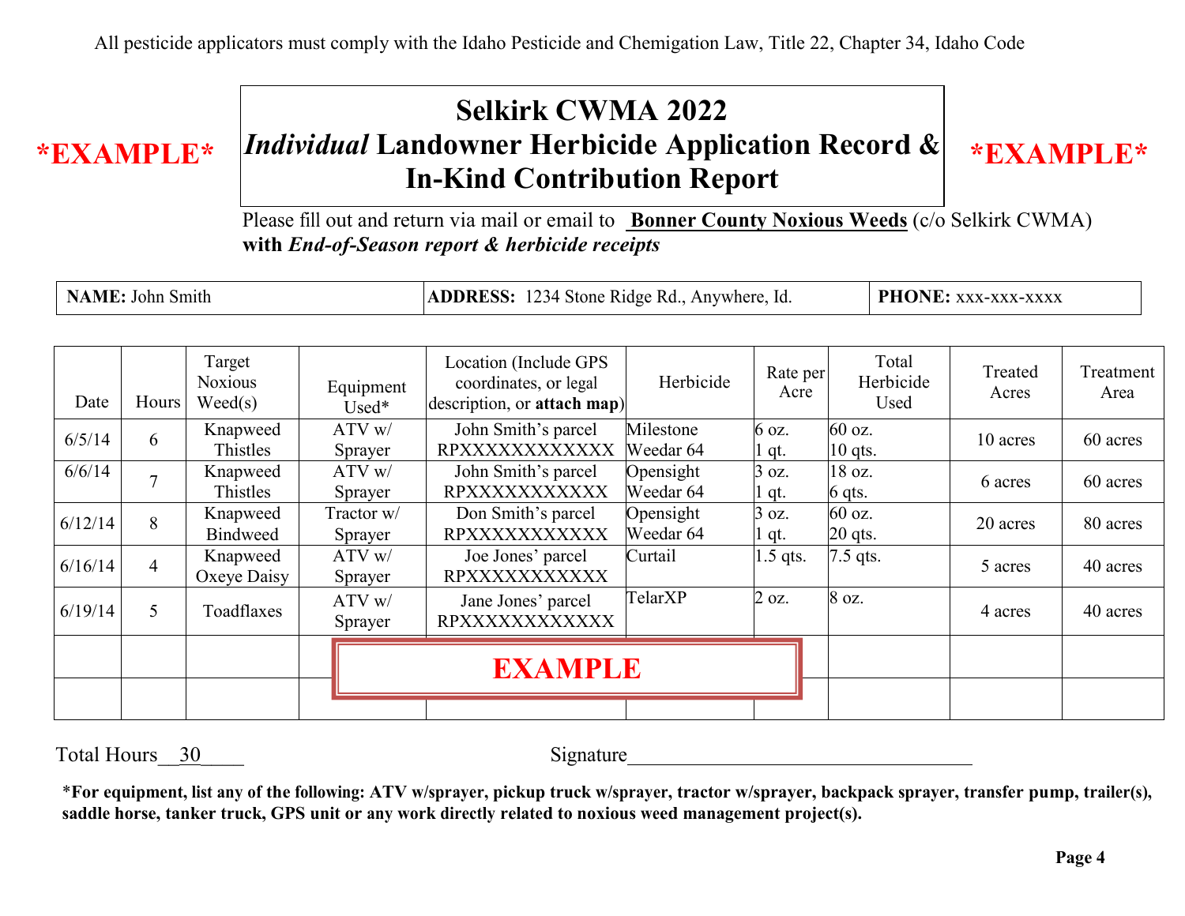All pesticide applicators must comply with the Idaho Pesticide and Chemigation Law, Title 22, Chapter 34, Idaho Code

**\*EXAMPLE\*** **\*EXAMPLE\***

# Selkirk CWMA 2022
# *Individual* Landowner Herbicide Application Record & In-Kind Contribution Report

Please fill out and return via mail or email to **Bonner County Noxious Weeds** (c/o Selkirk CWMA) **with *End-of-Season report & herbicide receipts***

| **NAME:** John Smith | **ADDRESS:** 1234 Stone Ridge Rd., Anywhere, Id. | **PHONE:** xxx-xxx-xxxx |
|---|---|---|

| Date | Hours | Target Noxious Weed(s) | Equipment Used* | Location (Include GPS coordinates, or legal description, or **attach map**) | Herbicide | Rate per Acre | Total Herbicide Used | Treated Acres | Treatment Area |
|---|---|---|---|---|---|---|---|---|---|
| 6/5/14 | 6 | Knapweed Thistles | ATV w/ Sprayer | John Smith's parcel RPXXXXXXXXXXXX | Milestone Weedar 64 | 6 oz. 1 qt. | 60 oz. 10 qts. | 10 acres | 60 acres |
| 6/6/14 | 7 | Knapweed Thistles | ATV w/ Sprayer | John Smith's parcel RPXXXXXXXXXXXX | Opensight Weedar 64 | 3 oz. 1 qt. | 18 oz. 6 qts. | 6 acres | 60 acres |
| 6/12/14 | 8 | Knapweed Bindweed | Tractor w/ Sprayer | Don Smith's parcel RPXXXXXXXXXXXX | Opensight Weedar 64 | 3 oz. 1 qt. | 60 oz. 20 qts. | 20 acres | 80 acres |
| 6/16/14 | 4 | Knapweed Oxeye Daisy | ATV w/ Sprayer | Joe Jones' parcel RPXXXXXXXXXXXX | Curtail | 1.5 qts. | 7.5 qts. | 5 acres | 40 acres |
| 6/19/14 | 5 | Toadflaxes | ATV w/ Sprayer | Jane Jones' parcel RPXXXXXXXXXXXXX | TelarXP | 2 oz. | 8 oz. | 4 acres | 40 acres |
| | | | | | | | | | |
| | | | | | | | | | |

**EXAMPLE**

Total Hours __30____ Signature_________________________________

\***For equipment, list any of the following: ATV w/sprayer, pickup truck w/sprayer, tractor w/sprayer, backpack sprayer, transfer pump, trailer(s), saddle horse, tanker truck, GPS unit or any work directly related to noxious weed management project(s).**